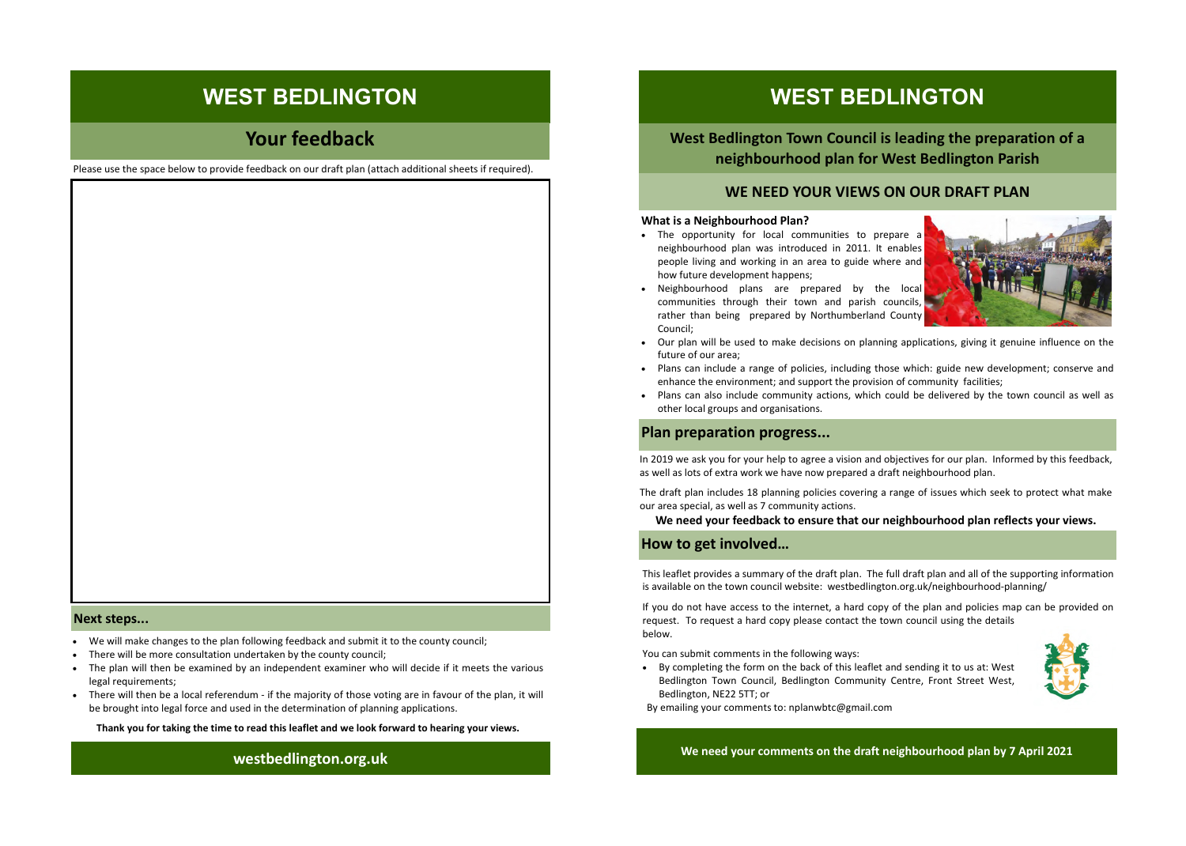# WEST BEDLINGTON

## Your feedback

Please use the space below to provide feedback on our draft plan (attach additional sheets if required).

### Next steps...

- We will make changes to the plan following feedback and submit it to the county council;
- There will be more consultation undertaken by the county council;
- The plan will then be examined by an independent examiner who will decide if it meets the various legal requirements;
- There will then be a local referendum - if the majority of those voting are in favour of the plan, it will be brought into legal force and used in the determination of planning applications.

**Thank you for taking the time to read this leaflet and we look forward to hearing your views.**

**westbedlington.org.uk**

# WEST BEDLINGTON

## West Bedlington Town Council is leading the preparation of a neighbourhood plan for West Bedlington Parish

### WE NEED YOUR VIEWS ON OUR DRAFT PLAN

**What is a Neighbourhood Plan?**

- The opportunity for local communities to prepare a neighbourhood plan was introduced in 2011. It enables people living and working in an area to guide where and how future development happens;
- Neighbourhood plans are prepared by the local communities through their town and parish councils, rather than being prepared by Northumberland County Council;
- Our plan will be used to make decisions on planning applications, giving it genuine influence on the future of our area;
- Plans can include a range of policies, including those which: guide new development; conserve and enhance the environment; and support the provision of community facilities;
- Plans can also include community actions, which could be delivered by the town council as well as other local groups and organisations.

### Plan preparation progress...

In 2019 we ask you for your help to agree a vision and objectives for our plan. Informed by this feedback, as well as lots of extra work we have now prepared a draft neighbourhood plan.

The draft plan includes 18 planning policies covering a range of issues which seek to protect what make our area special, as well as 7 community actions.

**We need your feedback to ensure that our neighbourhood plan reflects your views.**

### How to get involved…

This leaflet provides a summary of the draft plan. The full draft plan and all of the supporting information is available on the town council website: westbedlington.org.uk/neighbourhood-planning/

If you do not have access to the internet, a hard copy of the plan and policies map can be provided on request. To request a hard copy please contact the town council using the details below.

You can submit comments in the following ways:

- By completing the form on the back of this leaflet and sending it to us at: West Bedlington Town Council, Bedlington Community Centre, Front Street West, Bedlington, NE22 5TT; or

By emailing your comments to: nplanwbtc@gmail.com

**We need your comments on the draft neighbourhood plan by 7 April 2021**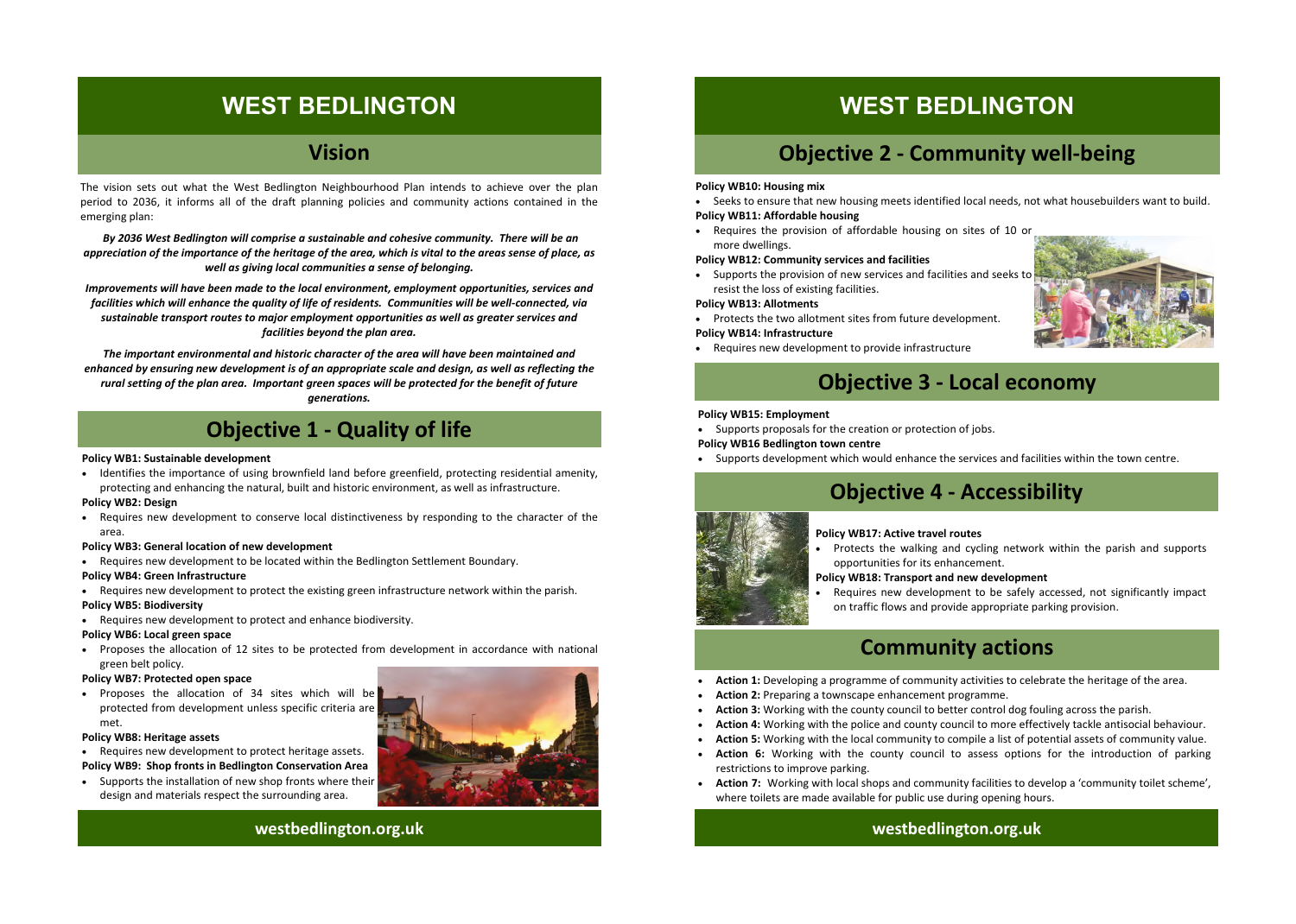# WEST BEDLINGTON

## Vision

The vision sets out what the West Bedlington Neighbourhood Plan intends to achieve over the plan period to 2036, it informs all of the draft planning policies and community actions contained in the emerging plan:

***By 2036 West Bedlington will comprise a sustainable and cohesive community. There will be an appreciation of the importance of the heritage of the area, which is vital to the areas sense of place, as well as giving local communities a sense of belonging.***

***Improvements will have been made to the local environment, employment opportunities, services and facilities which will enhance the quality of life of residents. Communities will be well-connected, via sustainable transport routes to major employment opportunities as well as greater services and facilities beyond the plan area.***

***The important environmental and historic character of the area will have been maintained and enhanced by ensuring new development is of an appropriate scale and design, as well as reflecting the rural setting of the plan area. Important green spaces will be protected for the benefit of future generations.***

## Objective 1 - Quality of life

**Policy WB1: Sustainable development**

- Identifies the importance of using brownfield land before greenfield, protecting residential amenity, protecting and enhancing the natural, built and historic environment, as well as infrastructure.

**Policy WB2: Design**

- Requires new development to conserve local distinctiveness by responding to the character of the area.

**Policy WB3: General location of new development**

- Requires new development to be located within the Bedlington Settlement Boundary.

**Policy WB4: Green Infrastructure**

- Requires new development to protect the existing green infrastructure network within the parish.

**Policy WB5: Biodiversity**

- Requires new development to protect and enhance biodiversity.

**Policy WB6: Local green space**

- Proposes the allocation of 12 sites to be protected from development in accordance with national green belt policy.

**Policy WB7: Protected open space**

- Proposes the allocation of 34 sites which will be protected from development unless specific criteria are met.

**Policy WB8: Heritage assets**

- Requires new development to protect heritage assets.

**Policy WB9: Shop fronts in Bedlington Conservation Area**

- Supports the installation of new shop fronts where their design and materials respect the surrounding area.

**westbedlington.org.uk**

# WEST BEDLINGTON

## Objective 2 - Community well-being

**Policy WB10: Housing mix**

- Seeks to ensure that new housing meets identified local needs, not what housebuilders want to build.

**Policy WB11: Affordable housing**

- Requires the provision of affordable housing on sites of 10 or more dwellings.

**Policy WB12: Community services and facilities**

- Supports the provision of new services and facilities and seeks to resist the loss of existing facilities.

**Policy WB13: Allotments**

- Protects the two allotment sites from future development.

**Policy WB14: Infrastructure**

- Requires new development to provide infrastructure

## Objective 3 - Local economy

**Policy WB15: Employment**

- Supports proposals for the creation or protection of jobs.

**Policy WB16 Bedlington town centre**

- Supports development which would enhance the services and facilities within the town centre.

## Objective 4 - Accessibility

**Policy WB17: Active travel routes**

- Protects the walking and cycling network within the parish and supports opportunities for its enhancement.

**Policy WB18: Transport and new development**

- Requires new development to be safely accessed, not significantly impact on traffic flows and provide appropriate parking provision.

## Community actions

- **Action 1:** Developing a programme of community activities to celebrate the heritage of the area.
- **Action 2:** Preparing a townscape enhancement programme.
- **Action 3:** Working with the county council to better control dog fouling across the parish.
- **Action 4:** Working with the police and county council to more effectively tackle antisocial behaviour.
- **Action 5:** Working with the local community to compile a list of potential assets of community value.
- **Action 6:** Working with the county council to assess options for the introduction of parking restrictions to improve parking.
- **Action 7:** Working with local shops and community facilities to develop a 'community toilet scheme', where toilets are made available for public use during opening hours.

**westbedlington.org.uk**